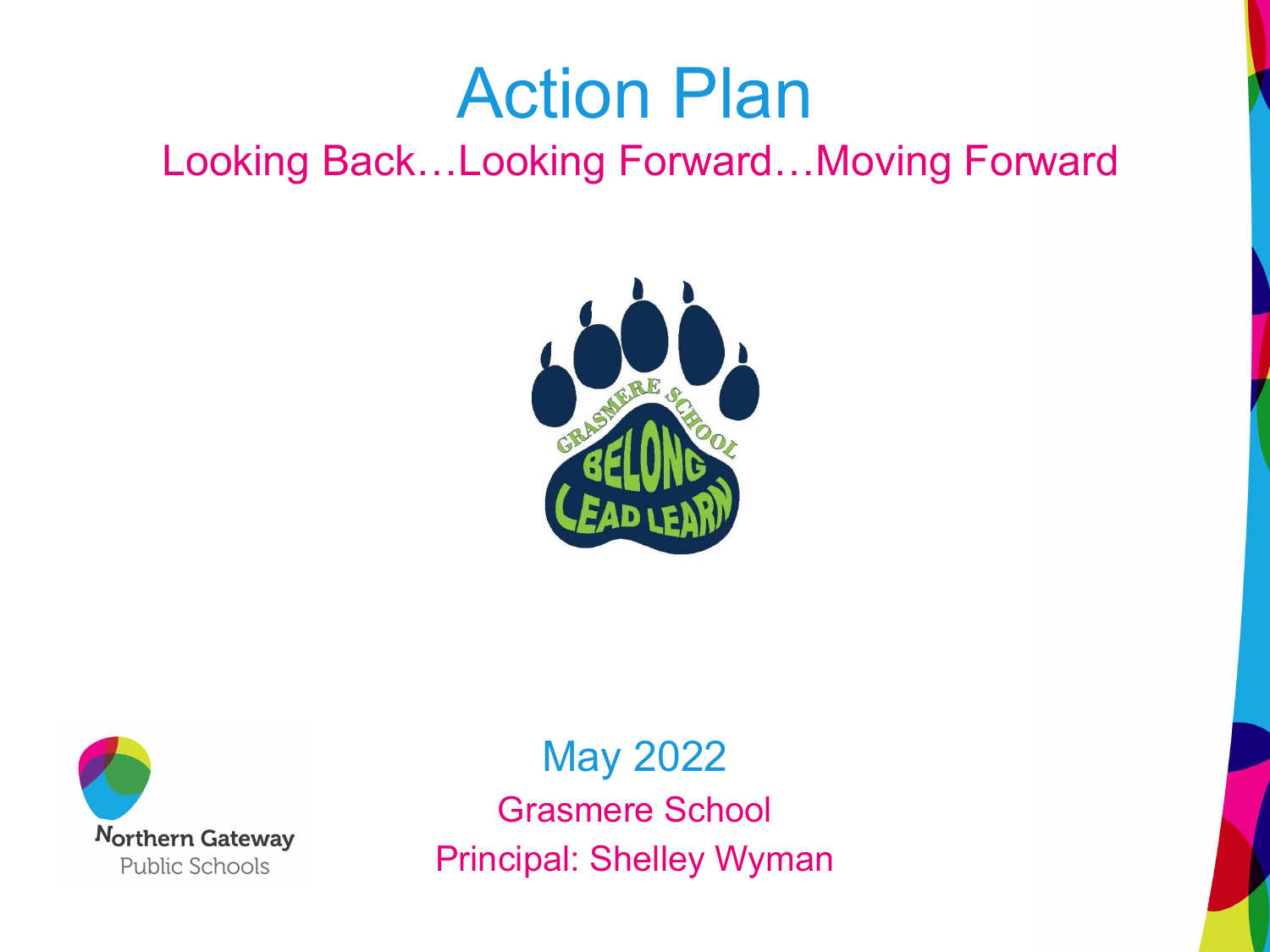# Action Plan

## Looking Back…Looking Forward…Moving Forward

May 2022

Grasmere School

Principal: Shelley Wyman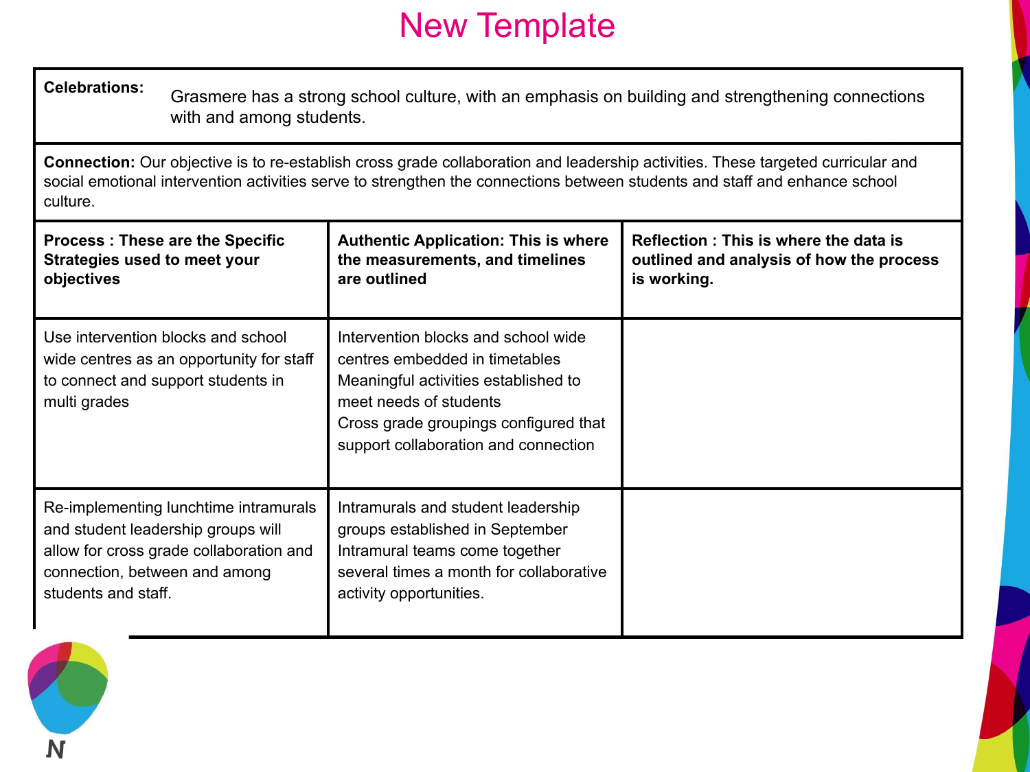# New Template

**Celebrations:** Grasmere has a strong school culture, with an emphasis on building and strengthening connections with and among students.

**Connection:** Our objective is to re-establish cross grade collaboration and leadership activities. These targeted curricular and social emotional intervention activities serve to strengthen the connections between students and staff and enhance school culture.

| **Process : These are the Specific Strategies used to meet your objectives** | **Authentic Application: This is where the measurements, and timelines are outlined** | **Reflection : This is where the data is outlined and analysis of how the process is working.** |
|---|---|---|
| Use intervention blocks and school wide centres as an opportunity for staff to connect and support students in multi grades | Intervention blocks and school wide centres embedded in timetables<br>Meaningful activities established to meet needs of students<br>Cross grade groupings configured that support collaboration and connection | |
| Re-implementing lunchtime intramurals and student leadership groups will allow for cross grade collaboration and connection, between and among students and staff. | Intramurals and student leadership groups established in September<br>Intramural teams come together several times a month for collaborative activity opportunities. | |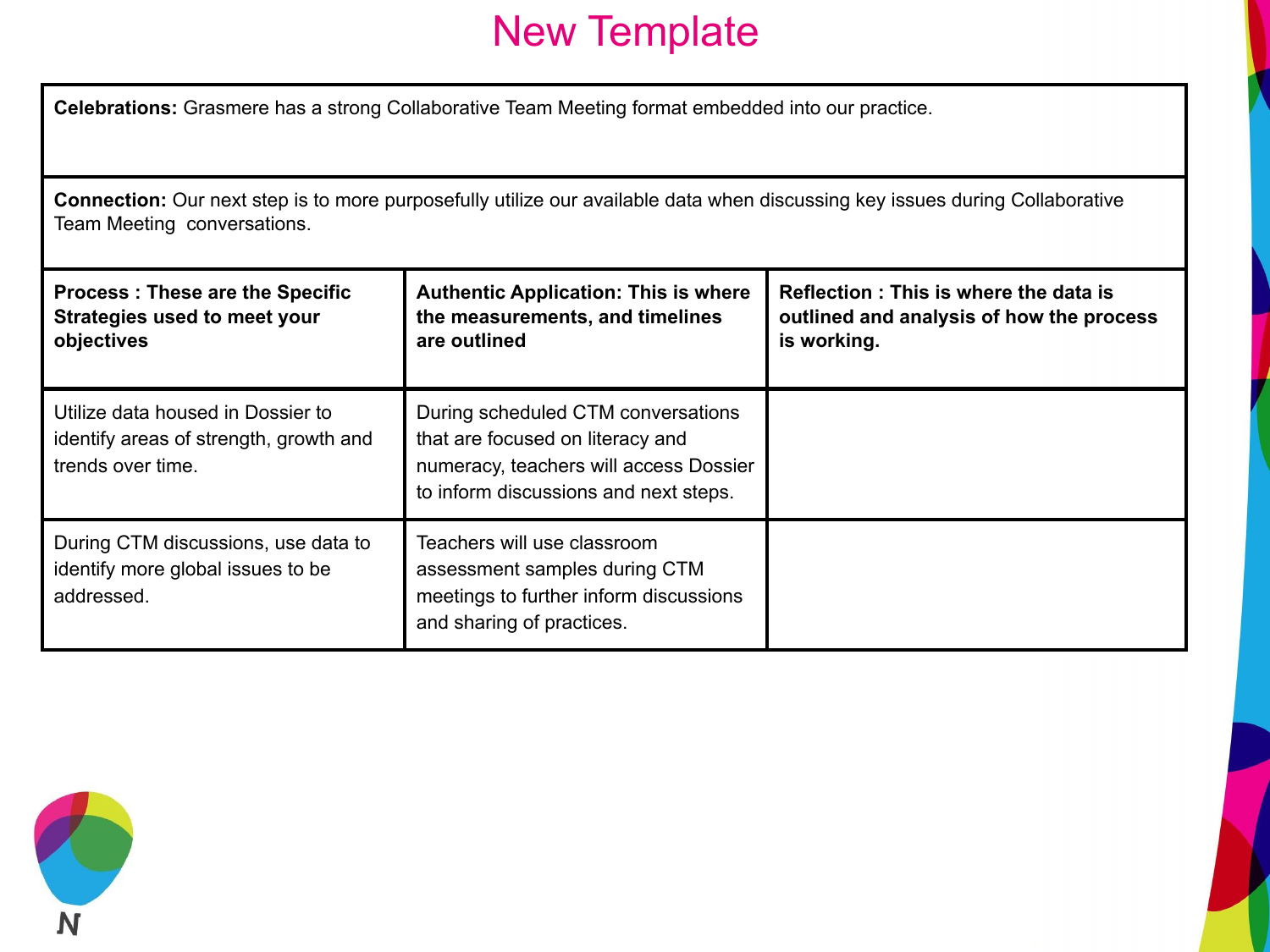# New Template

**Celebrations:** Grasmere has a strong Collaborative Team Meeting format embedded into our practice.

**Connection:** Our next step is to more purposefully utilize our available data when discussing key issues during Collaborative Team Meeting conversations.

| Process : These are the Specific Strategies used to meet your objectives | Authentic Application: This is where the measurements, and timelines are outlined | Reflection : This is where the data is outlined and analysis of how the process is working. |
|---|---|---|
| Utilize data housed in Dossier to identify areas of strength, growth and trends over time. | During scheduled CTM conversations that are focused on literacy and numeracy, teachers will access Dossier to inform discussions and next steps. | |
| During CTM discussions, use data to identify more global issues to be addressed. | Teachers will use classroom assessment samples during CTM meetings to further inform discussions and sharing of practices. | |